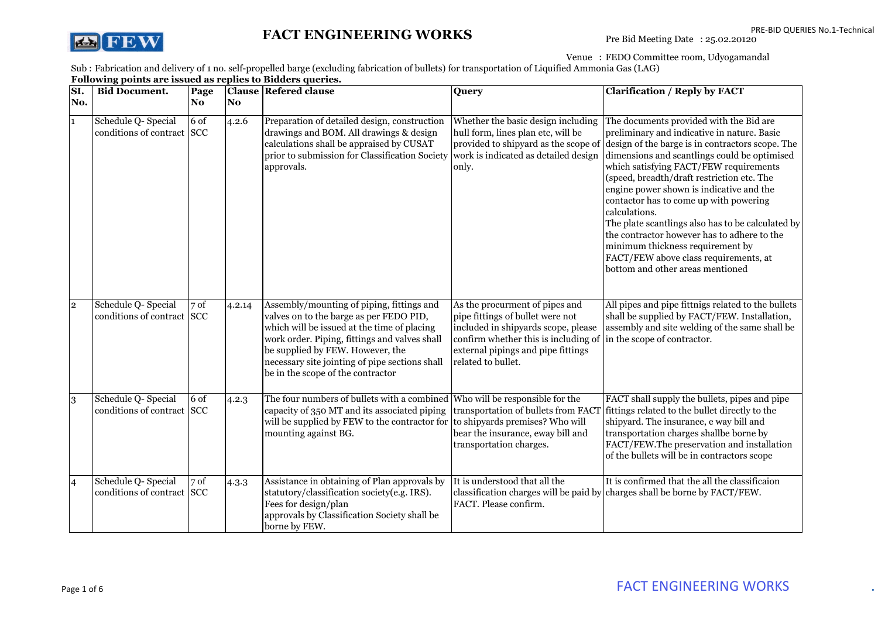# FACT ENGINEERING WORKS

PRE-BID QUERIES No.1-Technical

Pre Bid Meeting Date : 25.02.20120

Venue : FEDO Committee room, Udyogamandal

Sub : Fabrication and delivery of 1 no. self-propelled barge (excluding fabrication of bullets) for transportation of Liquified Ammonia Gas (LAG)

**Following points are issued as replies to Bidders queries.**

| SI. No. | Bid Document. | Page No | Clause No | Refered clause | Query | Clarification / Reply by FACT |
|---|---|---|---|---|---|---|
| 1 | Schedule Q- Special conditions of contract | 6 of SCC | 4.2.6 | Preparation of detailed design, construction drawings and BOM. All drawings & design calculations shall be appraised by CUSAT prior to submission for Classification Society approvals. | Whether the basic design including hull form, lines plan etc, will be provided to shipyard as the scope of work is indicated as detailed design only. | The documents provided with the Bid are preliminary and indicative in nature. Basic design of the barge is in contractors scope. The dimensions and scantlings could be optimised which satisfying FACT/FEW requirements (speed, breadth/draft restriction etc. The engine power shown is indicative and the contactor has to come up with powering calculations. The plate scantlings also has to be calculated by the contractor however has to adhere to the minimum thickness requirement by FACT/FEW above class requirements, at bottom and other areas mentioned |
| 2 | Schedule Q- Special conditions of contract | 7 of SCC | 4.2.14 | Assembly/mounting of piping, fittings and valves on to the barge as per FEDO PID, which will be issued at the time of placing work order. Piping, fittings and valves shall be supplied by FEW. However, the necessary site jointing of pipe sections shall be in the scope of the contractor | As the procurment of pipes and pipe fittings of bullet were not included in shipyards scope, please confirm whether this is including of external pipings and pipe fittings related to bullet. | All pipes and pipe fittnigs related to the bullets shall be supplied by FACT/FEW. Installation, assembly and site welding of the same shall be in the scope of contractor. |
| 3 | Schedule Q- Special conditions of contract | 6 of SCC | 4.2.3 | The four numbers of bullets with a combined capacity of 350 MT and its associated piping will be supplied by FEW to the contractor for mounting against BG. | Who will be responsible for the transportation of bullets from FACT to shipyards premises? Who will bear the insurance, eway bill and transportation charges. | FACT shall supply the bullets, pipes and pipe fittings related to the bullet directly to the shipyard. The insurance, e way bill and transportation charges shallbe borne by FACT/FEW.The preservation and installation of the bullets will be in contractors scope |
| 4 | Schedule Q- Special conditions of contract | 7 of SCC | 4.3.3 | Assistance in obtaining of Plan approvals by statutory/classification society(e.g. IRS). Fees for design/plan approvals by Classification Society shall be borne by FEW. | It is understood that all the classification charges will be paid by FACT. Please confirm. | It is confirmed that the all the classificaion charges shall be borne by FACT/FEW. |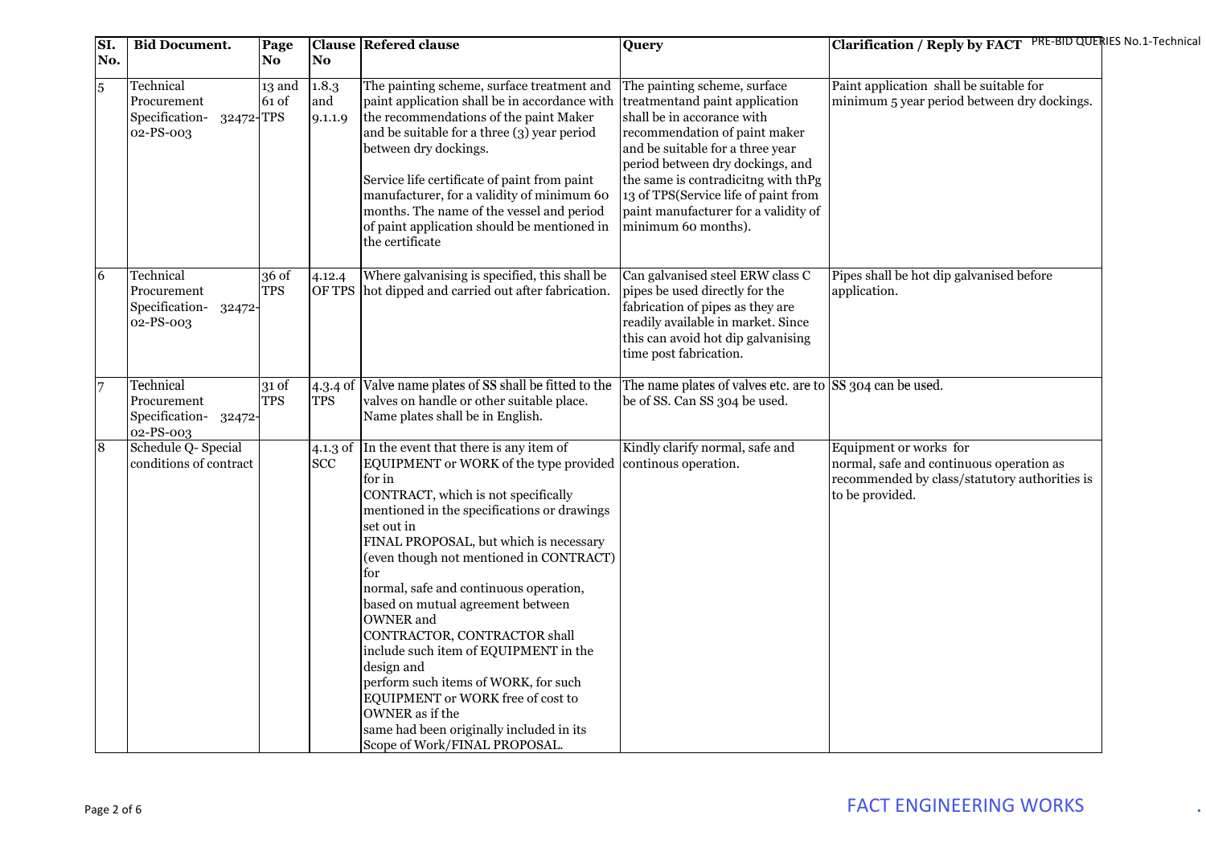| Sl. No. | Bid Document. | Page No | Clause No | Refered clause | Query | Clarification / Reply by FACT |
|---|---|---|---|---|---|---|
| 5 | Technical Procurement Specification- 32472-02-PS-003 | 13 and 61 of TPS | 1.8.3 and 9.1.1.9 | The painting scheme, surface treatment and paint application shall be in accordance with the recommendations of the paint Maker and be suitable for a three (3) year period between dry dockings.<br><br>Service life certificate of paint from paint manufacturer, for a validity of minimum 60 months. The name of the vessel and period of paint application should be mentioned in the certificate | The painting scheme, surface treatmentand paint application shall be in accorance with recommendation of paint maker and be suitable for a three year period between dry dockings, and the same is contradicitng with thPg 13 of TPS(Service life of paint from paint manufacturer for a validity of minimum 60 months). | Paint application shall be suitable for minimum 5 year period between dry dockings. |
| 6 | Technical Procurement Specification- 32472-02-PS-003 | 36 of TPS | 4.12.4 OF TPS | Where galvanising is specified, this shall be hot dipped and carried out after fabrication. | Can galvanised steel ERW class C pipes be used directly for the fabrication of pipes as they are readily available in market. Since this can avoid hot dip galvanising time post fabrication. | Pipes shall be hot dip galvanised before application. |
| 7 | Technical Procurement Specification- 32472-02-PS-003 | 31 of TPS | 4.3.4 of TPS | Valve name plates of SS shall be fitted to the valves on handle or other suitable place. Name plates shall be in English. | The name plates of valves etc. are to be of SS. Can SS 304 be used. | SS 304 can be used. |
| 8 | Schedule Q- Special conditions of contract | | 4.1.3 of SCC | In the event that there is any item of EQUIPMENT or WORK of the type provided for in CONTRACT, which is not specifically mentioned in the specifications or drawings set out in FINAL PROPOSAL, but which is necessary (even though not mentioned in CONTRACT) for normal, safe and continuous operation, based on mutual agreement between OWNER and CONTRACTOR, CONTRACTOR shall include such item of EQUIPMENT in the design and perform such items of WORK, for such EQUIPMENT or WORK free of cost to OWNER as if the same had been originally included in its Scope of Work/FINAL PROPOSAL. | Kindly clarify normal, safe and continous operation. | Equipment or works for normal, safe and continuous operation as recommended by class/statutory authorities is to be provided. |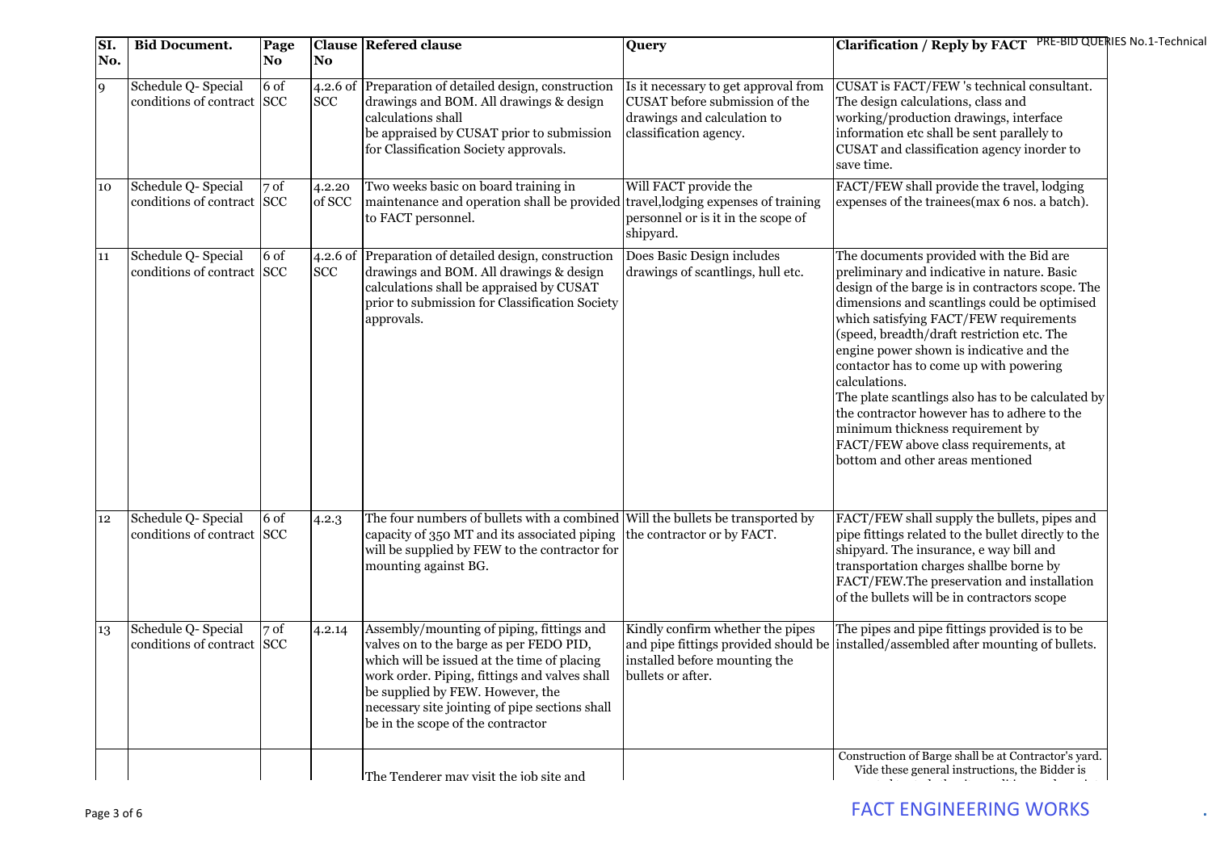| Sl. No. | Bid Document. | Page No | Clause No | Refered clause | Query | Clarification / Reply by FACT |
|---|---|---|---|---|---|---|
| 9 | Schedule Q- Special conditions of contract | 6 of SCC | 4.2.6 of SCC | Preparation of detailed design, construction drawings and BOM. All drawings & design calculations shall be appraised by CUSAT prior to submission for Classification Society approvals. | Is it necessary to get approval from CUSAT before submission of the drawings and calculation to classification agency. | CUSAT is FACT/FEW 's technical consultant. The design calculations, class and working/production drawings, interface information etc shall be sent parallely to CUSAT and classification agency inorder to save time. |
| 10 | Schedule Q- Special conditions of contract | 7 of SCC | 4.2.20 of SCC | Two weeks basic on board training in maintenance and operation shall be provided to FACT personnel. | Will FACT provide the travel,lodging expenses of training personnel or is it in the scope of shipyard. | FACT/FEW shall provide the travel, lodging expenses of the trainees(max 6 nos. a batch). |
| 11 | Schedule Q- Special conditions of contract | 6 of SCC | 4.2.6 of SCC | Preparation of detailed design, construction drawings and BOM. All drawings & design calculations shall be appraised by CUSAT prior to submission for Classification Society approvals. | Does Basic Design includes drawings of scantlings, hull etc. | The documents provided with the Bid are preliminary and indicative in nature. Basic design of the barge is in contractors scope. The dimensions and scantlings could be optimised which satisfying FACT/FEW requirements (speed, breadth/draft restriction etc. The engine power shown is indicative and the contactor has to come up with powering calculations. The plate scantlings also has to be calculated by the contractor however has to adhere to the minimum thickness requirement by FACT/FEW above class requirements, at bottom and other areas mentioned |
| 12 | Schedule Q- Special conditions of contract | 6 of SCC | 4.2.3 | The four numbers of bullets with a combined capacity of 350 MT and its associated piping will be supplied by FEW to the contractor for mounting against BG. | Will the bullets be transported by the contractor or by FACT. | FACT/FEW shall supply the bullets, pipes and pipe fittings related to the bullet directly to the shipyard. The insurance, e way bill and transportation charges shallbe borne by FACT/FEW.The preservation and installation of the bullets will be in contractors scope |
| 13 | Schedule Q- Special conditions of contract | 7 of SCC | 4.2.14 | Assembly/mounting of piping, fittings and valves on to the barge as per FEDO PID, which will be issued at the time of placing work order. Piping, fittings and valves shall be supplied by FEW. However, the necessary site jointing of pipe sections shall be in the scope of the contractor | Kindly confirm whether the pipes and pipe fittings provided should be installed before mounting the bullets or after. | The pipes and pipe fittings provided is to be installed/assembled after mounting of bullets. |
| | | | | The Tenderer may visit the job site and | | Construction of Barge shall be at Contractor's yard. Vide these general instructions, the Bidder is |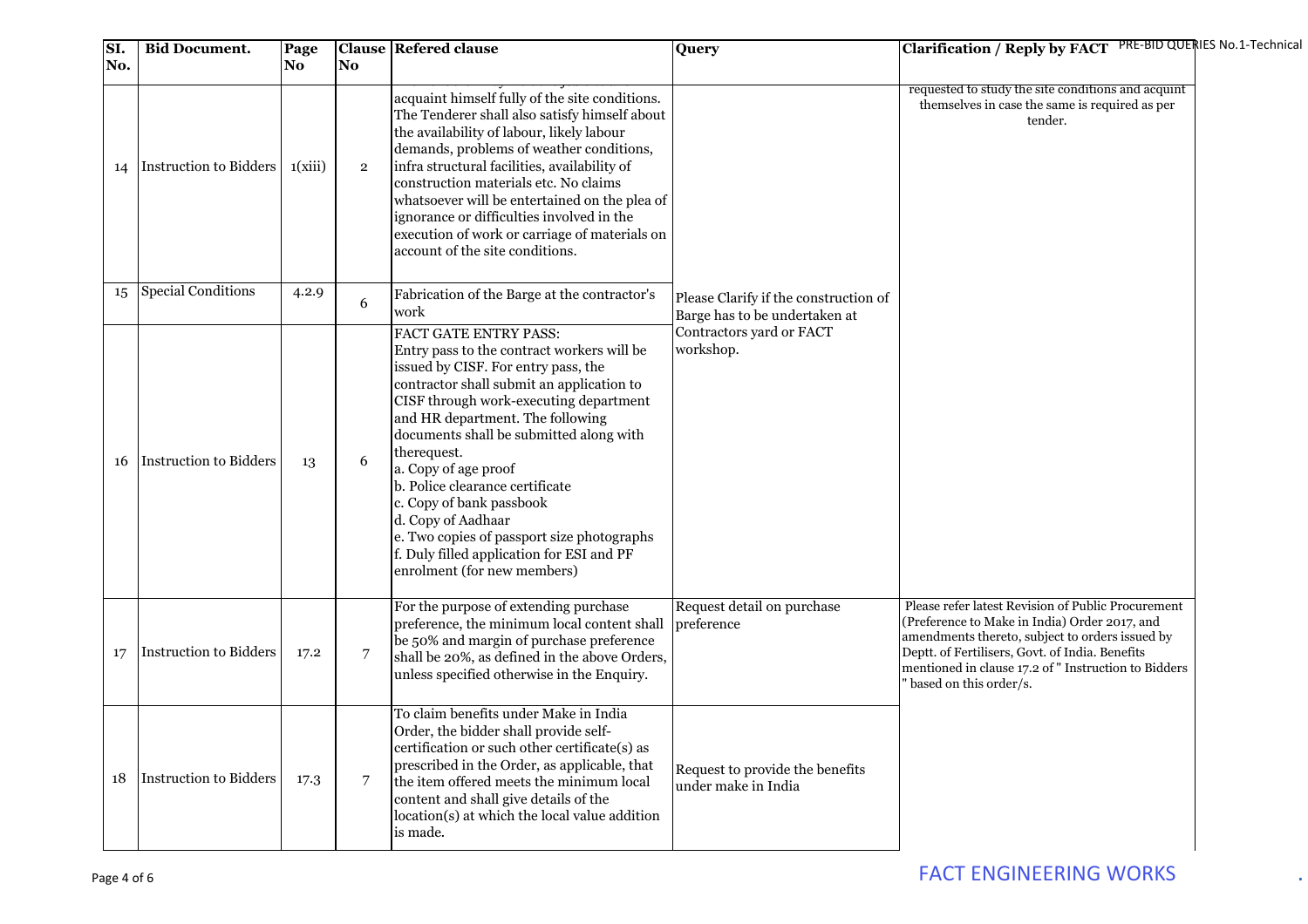| Sl. No. | Bid Document. | Page No | Clause No | Refered clause | Query | Clarification / Reply by FACT |
|---|---|---|---|---|---|---|
| 14 | Instruction to Bidders | 1(xiii) | 2 | acquaint himself fully of the site conditions. The Tenderer shall also satisfy himself about the availability of labour, likely labour demands, problems of weather conditions, infra structural facilities, availability of construction materials etc. No claims whatsoever will be entertained on the plea of ignorance or difficulties involved in the execution of work or carriage of materials on account of the site conditions. | | requested to study the site conditions and acquint themselves in case the same is required as per tender. |
| 15 | Special Conditions | 4.2.9 | 6 | Fabrication of the Barge at the contractor's work | Please Clarify if the construction of Barge has to be undertaken at Contractors yard or FACT workshop. | |
| 16 | Instruction to Bidders | 13 | 6 | FACT GATE ENTRY PASS: Entry pass to the contract workers will be issued by CISF. For entry pass, the contractor shall submit an application to CISF through work-executing department and HR department. The following documents shall be submitted along with therequest. a. Copy of age proof b. Police clearance certificate c. Copy of bank passbook d. Copy of Aadhaar e. Two copies of passport size photographs f. Duly filled application for ESI and PF enrolment (for new members) | | |
| 17 | Instruction to Bidders | 17.2 | 7 | For the purpose of extending purchase preference, the minimum local content shall be 50% and margin of purchase preference shall be 20%, as defined in the above Orders, unless specified otherwise in the Enquiry. | Request detail on purchase preference | Please refer latest Revision of Public Procurement (Preference to Make in India) Order 2017, and amendments thereto, subject to orders issued by Deptt. of Fertilisers, Govt. of India. Benefits mentioned in clause 17.2 of " Instruction to Bidders " based on this order/s. |
| 18 | Instruction to Bidders | 17.3 | 7 | To claim benefits under Make in India Order, the bidder shall provide self-certification or such other certificate(s) as prescribed in the Order, as applicable, that the item offered meets the minimum local content and shall give details of the location(s) at which the local value addition is made. | Request to provide the benefits under make in India | |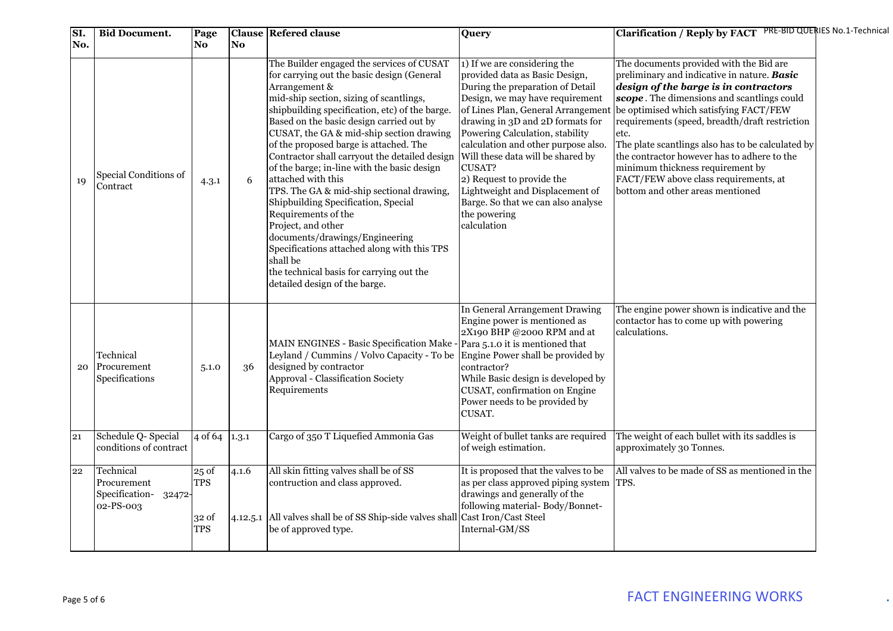| Sl. No. | Bid Document. | Page No | Clause No | Refered clause | Query | Clarification / Reply by FACT |
|---|---|---|---|---|---|---|
| 19 | Special Conditions of Contract | 4.3.1 | 6 | The Builder engaged the services of CUSAT for carrying out the basic design (General Arrangement & mid-ship section, sizing of scantlings, shipbuilding specification, etc) of the barge. Based on the basic design carried out by CUSAT, the GA & mid-ship section drawing of the proposed barge is attached. The Contractor shall carryout the detailed design of the barge; in-line with the basic design attached with this TPS. The GA & mid-ship sectional drawing, Shipbuilding Specification, Special Requirements of the Project, and other documents/drawings/Engineering Specifications attached along with this TPS shall be the technical basis for carrying out the detailed design of the barge. | 1) If we are considering the provided data as Basic Design, During the preparation of Detail Design, we may have requirement of Lines Plan, General Arrangement drawing in 3D and 2D formats for Powering Calculation, stability calculation and other purpose also. Will these data will be shared by CUSAT?<br>2) Request to provide the Lightweight and Displacement of Barge. So that we can also analyse the powering calculation | The documents provided with the Bid are preliminary and indicative in nature. ***Basic design of the barge is in contractors scope***. The dimensions and scantlings could be optimised which satisfying FACT/FEW requirements (speed, breadth/draft restriction etc.<br>The plate scantlings also has to be calculated by the contractor however has to adhere to the minimum thickness requirement by FACT/FEW above class requirements, at bottom and other areas mentioned |
| 20 | Technical Procurement Specifications | 5.1.0 | 36 | MAIN ENGINES - Basic Specification Make - Leyland / Cummins / Volvo Capacity - To be designed by contractor<br>Approval - Classification Society Requirements | In General Arrangement Drawing Engine power is mentioned as 2X190 BHP @2000 RPM and at Para 5.1.0 it is mentioned that Engine Power shall be provided by contractor?<br>While Basic design is developed by CUSAT, confirmation on Engine Power needs to be provided by CUSAT. | The engine power shown is indicative and the contactor has to come up with powering calculations. |
| 21 | Schedule Q- Special conditions of contract | 4 of 64 | 1.3.1 | Cargo of 350 T Liquefied Ammonia Gas | Weight of bullet tanks are required of weigh estimation. | The weight of each bullet with its saddles is approximately 30 Tonnes. |
| 22 | Technical Procurement Specification- 32472-02-PS-003 | 25 of TPS<br><br>32 of TPS | 4.1.6<br><br>4.12.5.1 | All skin fitting valves shall be of SS contruction and class approved.<br><br>All valves shall be of SS Ship-side valves shall be of approved type. | It is proposed that the valves to be as per class approved piping system drawings and generally of the following material- Body/Bonnet- Cast Iron/Cast Steel<br>Internal-GM/SS | All valves to be made of SS as mentioned in the TPS. |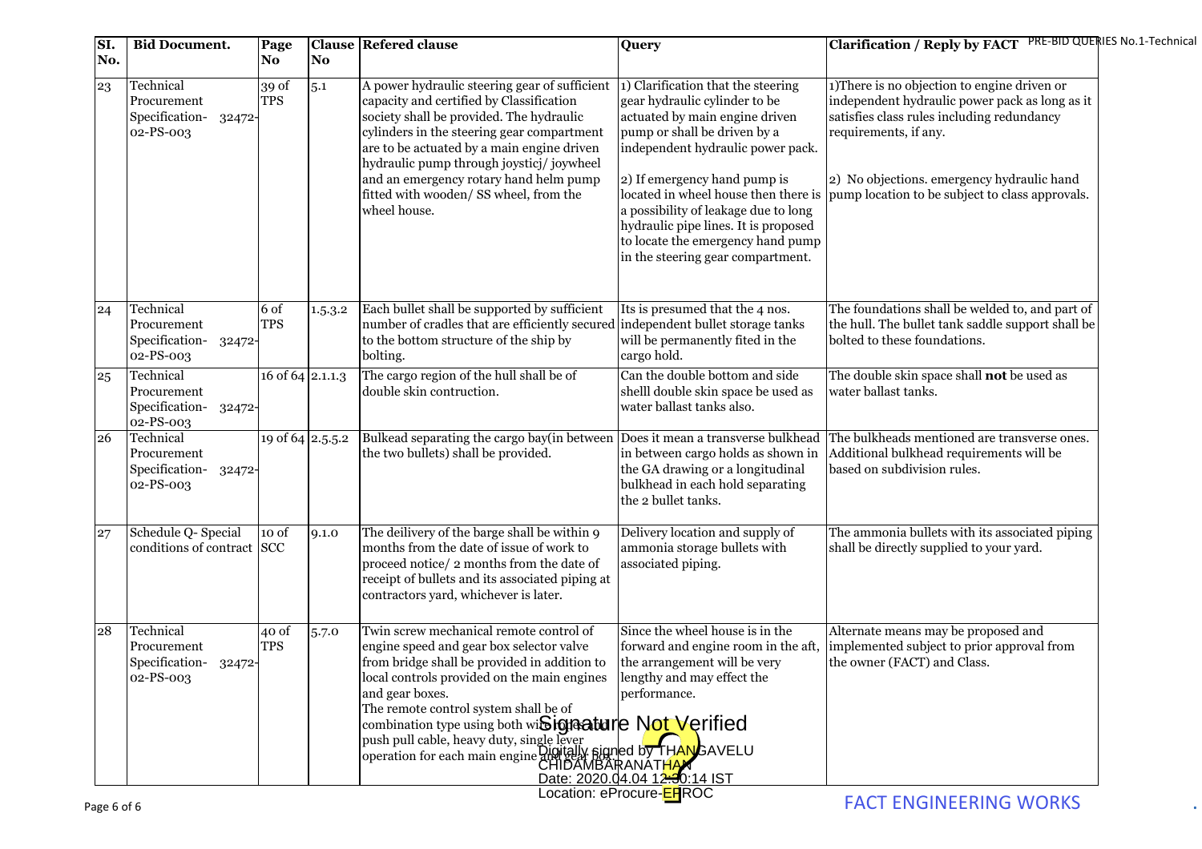| SI. No. | Bid Document. | Page No | Clause No | Refered clause | Query | Clarification / Reply by FACT |
|---|---|---|---|---|---|---|
| 23 | Technical Procurement Specification- 32472-02-PS-003 | 39 of TPS | 5.1 | A power hydraulic steering gear of sufficient capacity and certified by Classification society shall be provided. The hydraulic cylinders in the steering gear compartment are to be actuated by a main engine driven hydraulic pump through joysticj/ joywheel and an emergency rotary hand helm pump fitted with wooden/ SS wheel, from the wheel house. | 1) Clarification that the steering gear hydraulic cylinder to be actuated by main engine driven pump or shall be driven by a independent hydraulic power pack.<br><br>2) If emergency hand pump is located in wheel house then there is a possibility of leakage due to long hydraulic pipe lines. It is proposed to locate the emergency hand pump in the steering gear compartment. | 1)There is no objection to engine driven or independent hydraulic power pack as long as it satisfies class rules including redundancy requirements, if any.<br><br>2) No objections. emergency hydraulic hand pump location to be subject to class approvals. |
| 24 | Technical Procurement Specification- 32472-02-PS-003 | 6 of TPS | 1.5.3.2 | Each bullet shall be supported by sufficient number of cradles that are efficiently secured to the bottom structure of the ship by bolting. | Its is presumed that the 4 nos. independent bullet storage tanks will be permanently fited in the cargo hold. | The foundations shall be welded to, and part of the hull. The bullet tank saddle support shall be bolted to these foundations. |
| 25 | Technical Procurement Specification- 32472-02-PS-003 | 16 of 64 | 2.1.1.3 | The cargo region of the hull shall be of double skin contruction. | Can the double bottom and side shelll double skin space be used as water ballast tanks also. | The double skin space shall **not** be used as water ballast tanks. |
| 26 | Technical Procurement Specification- 32472-02-PS-003 | 19 of 64 | 2.5.5.2 | Bulkead separating the cargo bay(in between the two bullets) shall be provided. | Does it mean a transverse bulkhead in between cargo holds as shown in the GA drawing or a longitudinal bulkhead in each hold separating the 2 bullet tanks. | The bulkheads mentioned are transverse ones. Additional bulkhead requirements will be based on subdivision rules. |
| 27 | Schedule Q- Special conditions of contract | 10 of SCC | 9.1.0 | The deilivery of the barge shall be within 9 months from the date of issue of work to proceed notice/ 2 months from the date of receipt of bullets and its associated piping at contractors yard, whichever is later. | Delivery location and supply of ammonia storage bullets with associated piping. | The ammonia bullets with its associated piping shall be directly supplied to your yard. |
| 28 | Technical Procurement Specification- 32472-02-PS-003 | 40 of TPS | 5.7.0 | Twin screw mechanical remote control of engine speed and gear box selector valve from bridge shall be provided in addition to local controls provided on the main engines and gear boxes.<br>The remote control system shall be of combination type using both wire rope and push pull cable, heavy duty, single lever operation for each main engine and gear box. | Since the wheel house is in the forward and engine room in the aft, the arrangement will be very lengthy and may effect the performance. | Alternate means may be proposed and implemented subject to prior approval from the owner (FACT) and Class. |

Signature Not Verified
Digitally signed by THANGAVELU CHIDAMBARANATHAN
Date: 2020.04.04 12:30:14 IST
Location: eProcure-EPROC